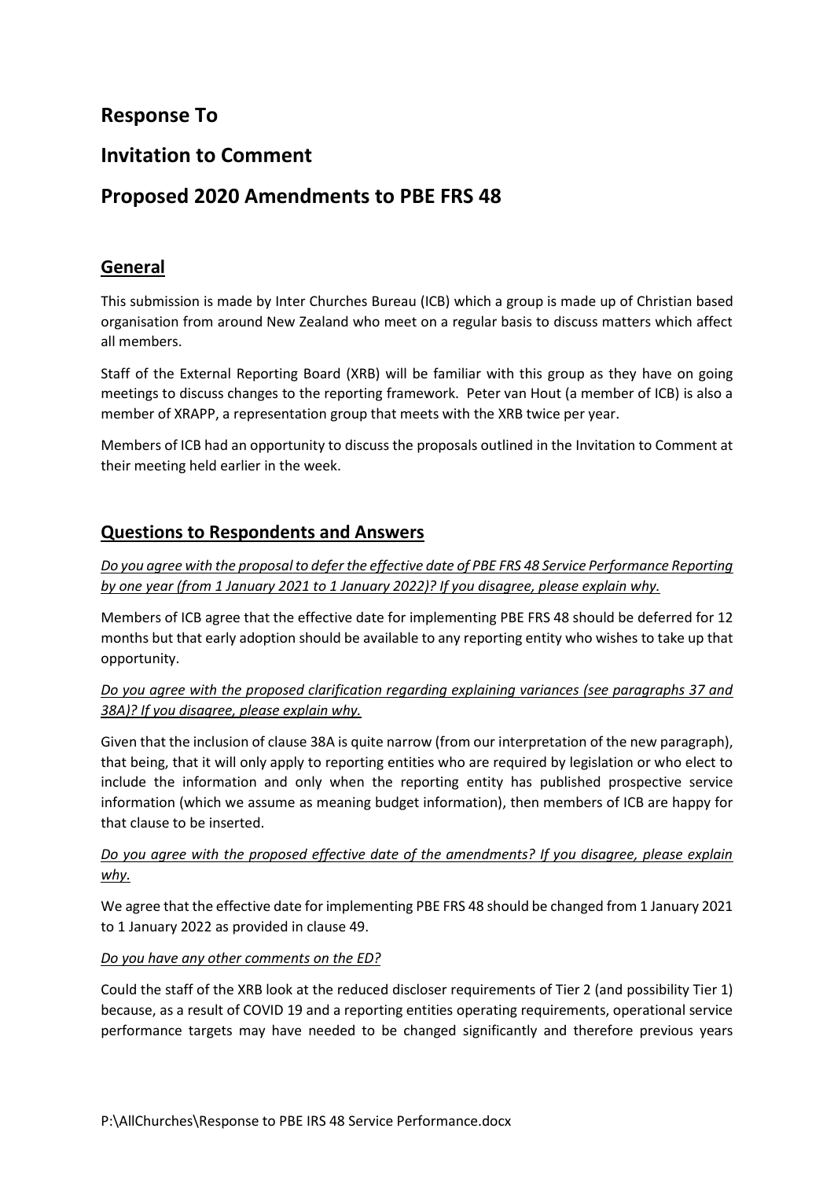# Response To

# Invitation to Comment

# Proposed 2020 Amendments to PBE FRS 48

## General

This submission is made by Inter Churches Bureau (ICB) which a group is made up of Christian based organisation from around New Zealand who meet on a regular basis to discuss matters which affect all members.

Staff of the External Reporting Board (XRB) will be familiar with this group as they have on going meetings to discuss changes to the reporting framework. Peter van Hout (a member of ICB) is also a member of XRAPP, a representation group that meets with the XRB twice per year.

Members of ICB had an opportunity to discuss the proposals outlined in the Invitation to Comment at their meeting held earlier in the week.

## Questions to Respondents and Answers

*Do you agree with the proposal to defer the effective date of PBE FRS 48 Service Performance Reporting by one year (from 1 January 2021 to 1 January 2022)? If you disagree, please explain why.*

Members of ICB agree that the effective date for implementing PBE FRS 48 should be deferred for 12 months but that early adoption should be available to any reporting entity who wishes to take up that opportunity.

*Do you agree with the proposed clarification regarding explaining variances (see paragraphs 37 and 38A)? If you disagree, please explain why.*

Given that the inclusion of clause 38A is quite narrow (from our interpretation of the new paragraph), that being, that it will only apply to reporting entities who are required by legislation or who elect to include the information and only when the reporting entity has published prospective service information (which we assume as meaning budget information), then members of ICB are happy for that clause to be inserted.

*Do you agree with the proposed effective date of the amendments? If you disagree, please explain why.*

We agree that the effective date for implementing PBE FRS 48 should be changed from 1 January 2021 to 1 January 2022 as provided in clause 49.

*Do you have any other comments on the ED?*

Could the staff of the XRB look at the reduced discloser requirements of Tier 2 (and possibility Tier 1) because, as a result of COVID 19 and a reporting entities operating requirements, operational service performance targets may have needed to be changed significantly and therefore previous years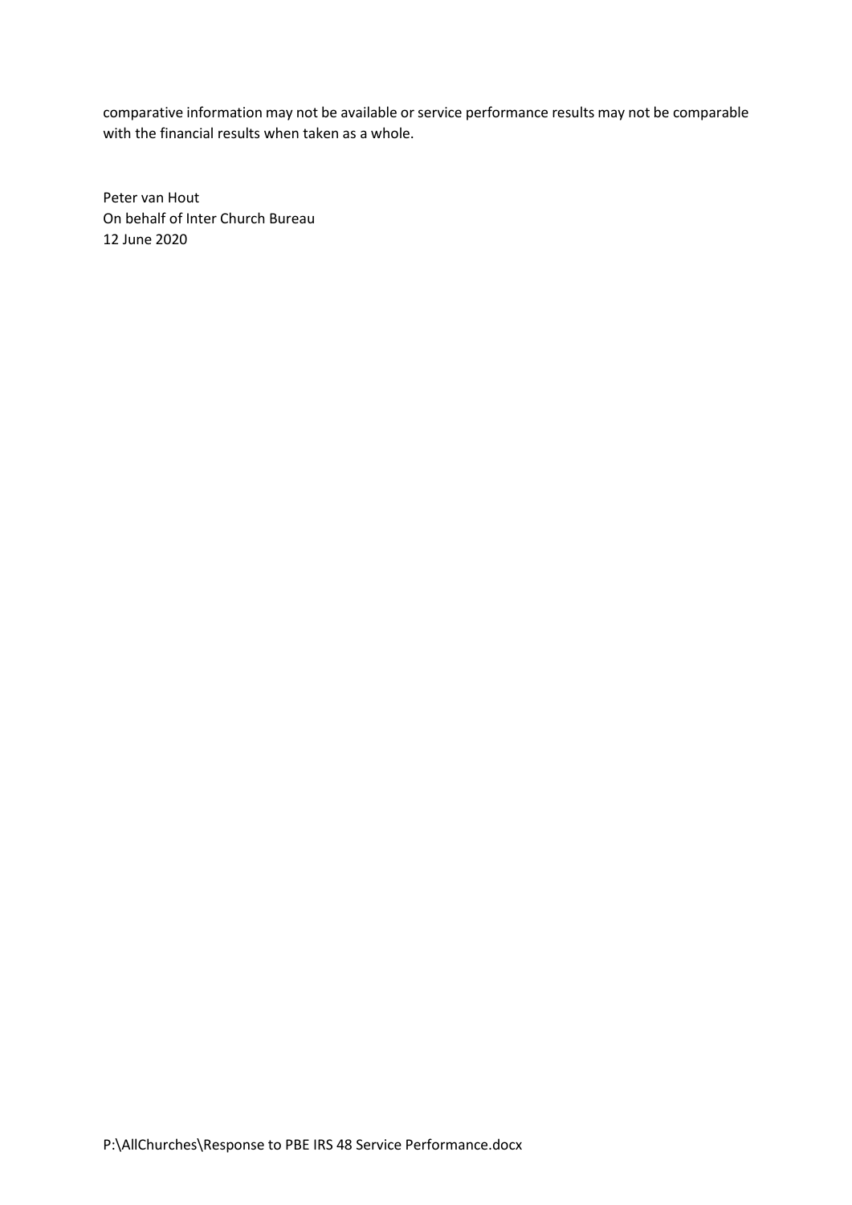comparative information may not be available or service performance results may not be comparable with the financial results when taken as a whole.

Peter van Hout
On behalf of Inter Church Bureau
12 June 2020

P:\AllChurches\Response to PBE IRS 48 Service Performance.docx